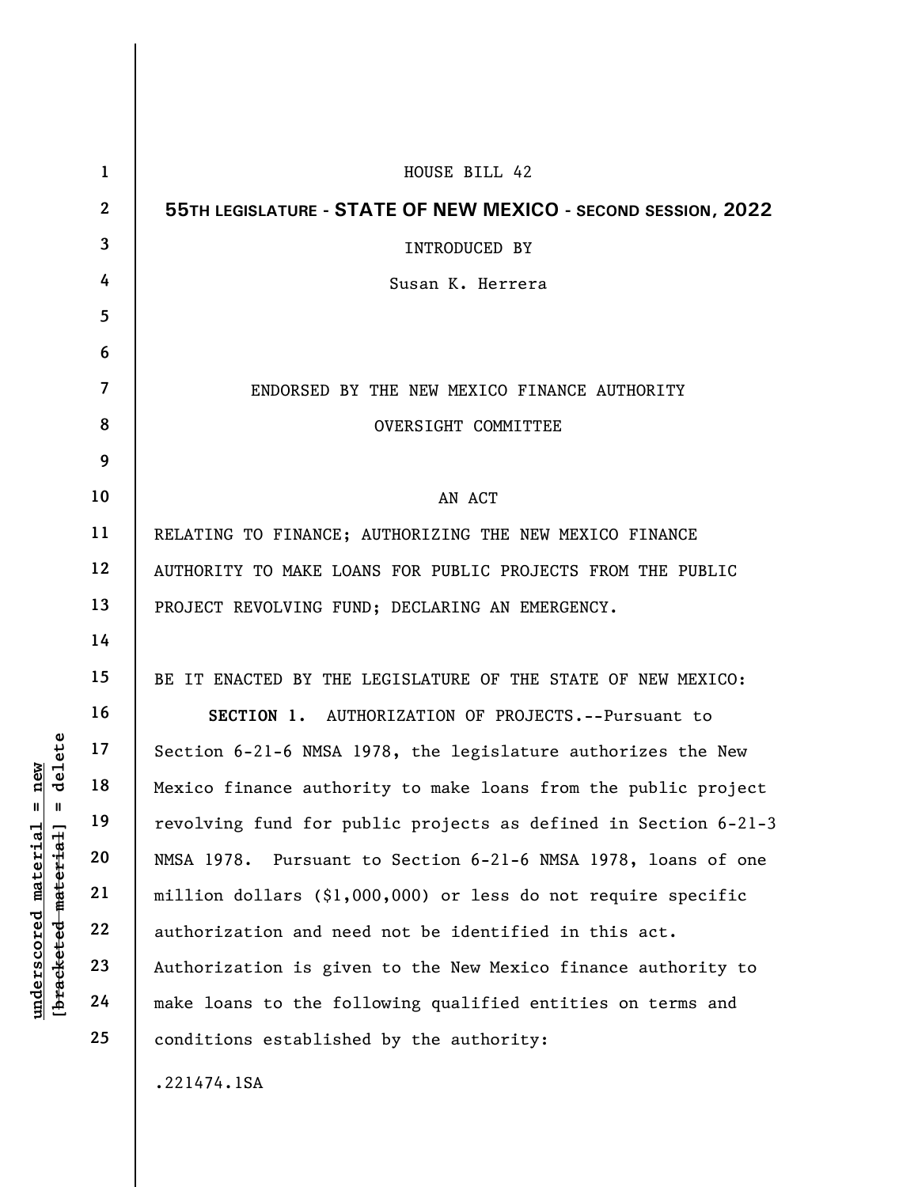HOUSE BILL 42

**55TH LEGISLATURE - STATE OF NEW MEXICO - SECOND SESSION, 2022**

INTRODUCED BY

Susan K. Herrera

ENDORSED BY THE NEW MEXICO FINANCE AUTHORITY OVERSIGHT COMMITTEE

AN ACT

RELATING TO FINANCE; AUTHORIZING THE NEW MEXICO FINANCE AUTHORITY TO MAKE LOANS FOR PUBLIC PROJECTS FROM THE PUBLIC PROJECT REVOLVING FUND; DECLARING AN EMERGENCY.

BE IT ENACTED BY THE LEGISLATURE OF THE STATE OF NEW MEXICO:

**SECTION 1.** AUTHORIZATION OF PROJECTS.--Pursuant to Section 6-21-6 NMSA 1978, the legislature authorizes the New Mexico finance authority to make loans from the public project revolving fund for public projects as defined in Section 6-21-3 NMSA 1978. Pursuant to Section 6-21-6 NMSA 1978, loans of one million dollars ($1,000,000) or less do not require specific authorization and need not be identified in this act. Authorization is given to the New Mexico finance authority to make loans to the following qualified entities on terms and conditions established by the authority:

.221474.1SA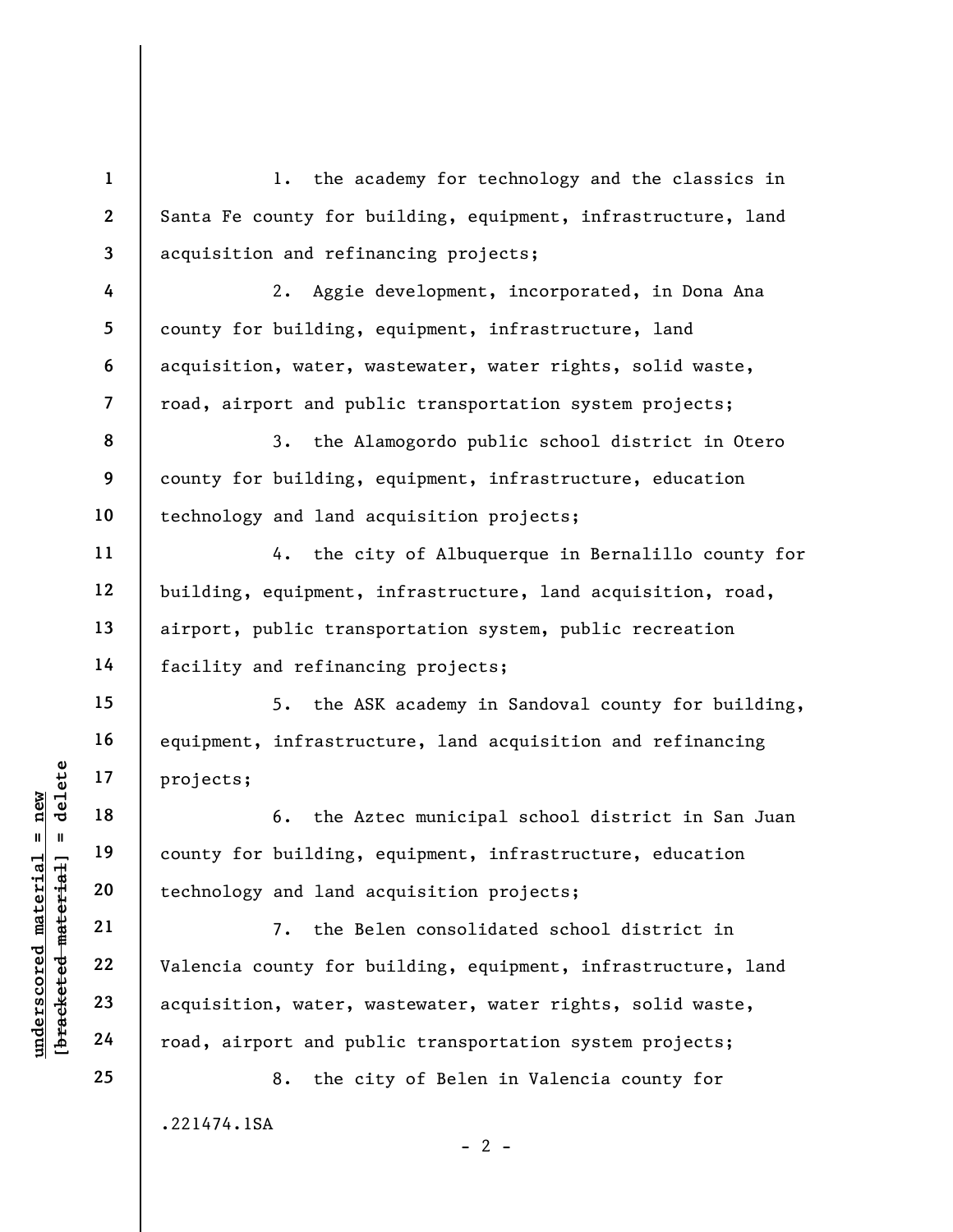1. the academy for technology and the classics in Santa Fe county for building, equipment, infrastructure, land acquisition and refinancing projects;

2. Aggie development, incorporated, in Dona Ana county for building, equipment, infrastructure, land acquisition, water, wastewater, water rights, solid waste, road, airport and public transportation system projects;

3. the Alamogordo public school district in Otero county for building, equipment, infrastructure, education technology and land acquisition projects;

4. the city of Albuquerque in Bernalillo county for building, equipment, infrastructure, land acquisition, road, airport, public transportation system, public recreation facility and refinancing projects;

5. the ASK academy in Sandoval county for building, equipment, infrastructure, land acquisition and refinancing projects;

6. the Aztec municipal school district in San Juan county for building, equipment, infrastructure, education technology and land acquisition projects;

7. the Belen consolidated school district in Valencia county for building, equipment, infrastructure, land acquisition, water, wastewater, water rights, solid waste, road, airport and public transportation system projects;

8. the city of Belen in Valencia county for

.221474.1SA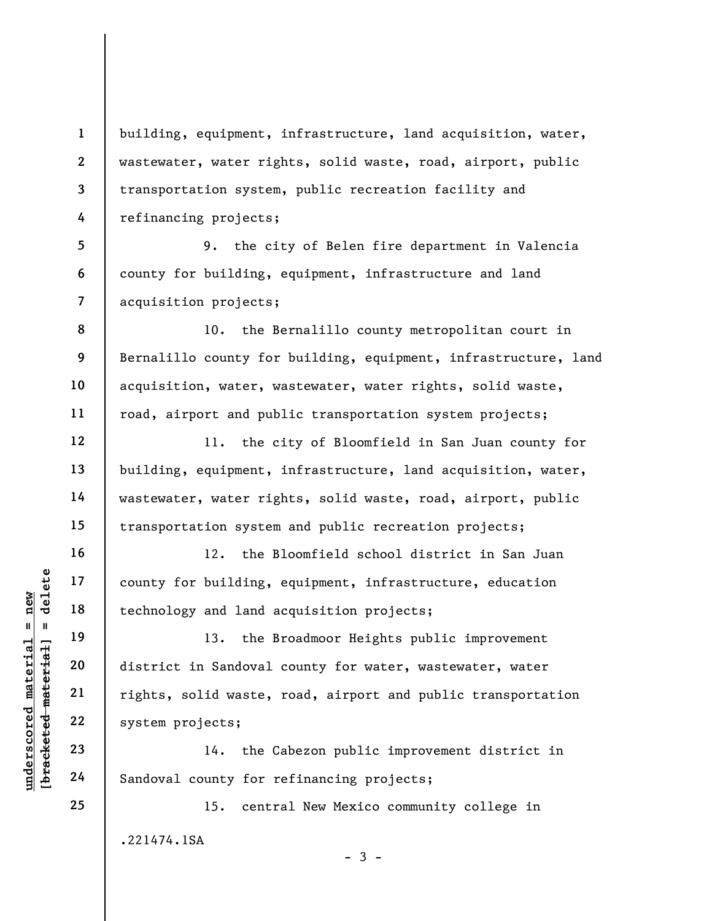building, equipment, infrastructure, land acquisition, water, wastewater, water rights, solid waste, road, airport, public transportation system, public recreation facility and refinancing projects;

9. the city of Belen fire department in Valencia county for building, equipment, infrastructure and land acquisition projects;

10. the Bernalillo county metropolitan court in Bernalillo county for building, equipment, infrastructure, land acquisition, water, wastewater, water rights, solid waste, road, airport and public transportation system projects;

11. the city of Bloomfield in San Juan county for building, equipment, infrastructure, land acquisition, water, wastewater, water rights, solid waste, road, airport, public transportation system and public recreation projects;

12. the Bloomfield school district in San Juan county for building, equipment, infrastructure, education technology and land acquisition projects;

13. the Broadmoor Heights public improvement district in Sandoval county for water, wastewater, water rights, solid waste, road, airport and public transportation system projects;

14. the Cabezon public improvement district in Sandoval county for refinancing projects;

15. central New Mexico community college in

.221474.1SA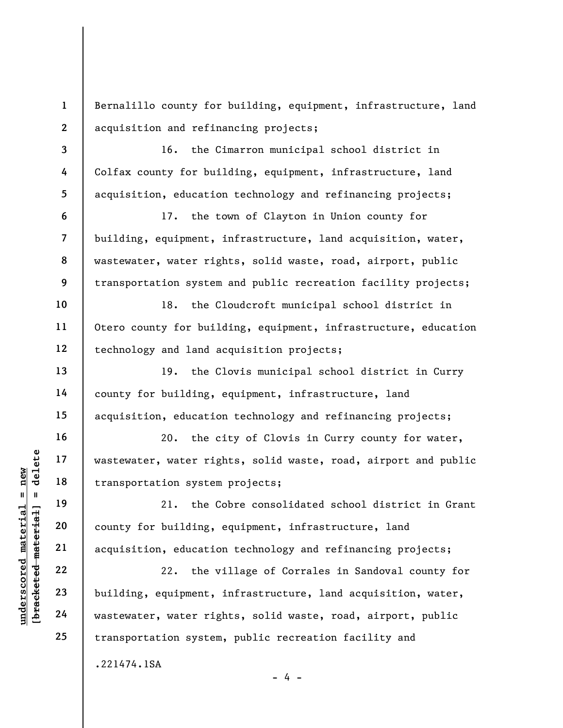Bernalillo county for building, equipment, infrastructure, land acquisition and refinancing projects;

16. the Cimarron municipal school district in Colfax county for building, equipment, infrastructure, land acquisition, education technology and refinancing projects;

17. the town of Clayton in Union county for building, equipment, infrastructure, land acquisition, water, wastewater, water rights, solid waste, road, airport, public transportation system and public recreation facility projects;

18. the Cloudcroft municipal school district in Otero county for building, equipment, infrastructure, education technology and land acquisition projects;

19. the Clovis municipal school district in Curry county for building, equipment, infrastructure, land acquisition, education technology and refinancing projects;

20. the city of Clovis in Curry county for water, wastewater, water rights, solid waste, road, airport and public transportation system projects;

21. the Cobre consolidated school district in Grant county for building, equipment, infrastructure, land acquisition, education technology and refinancing projects;

22. the village of Corrales in Sandoval county for building, equipment, infrastructure, land acquisition, water, wastewater, water rights, solid waste, road, airport, public transportation system, public recreation facility and

.221474.1SA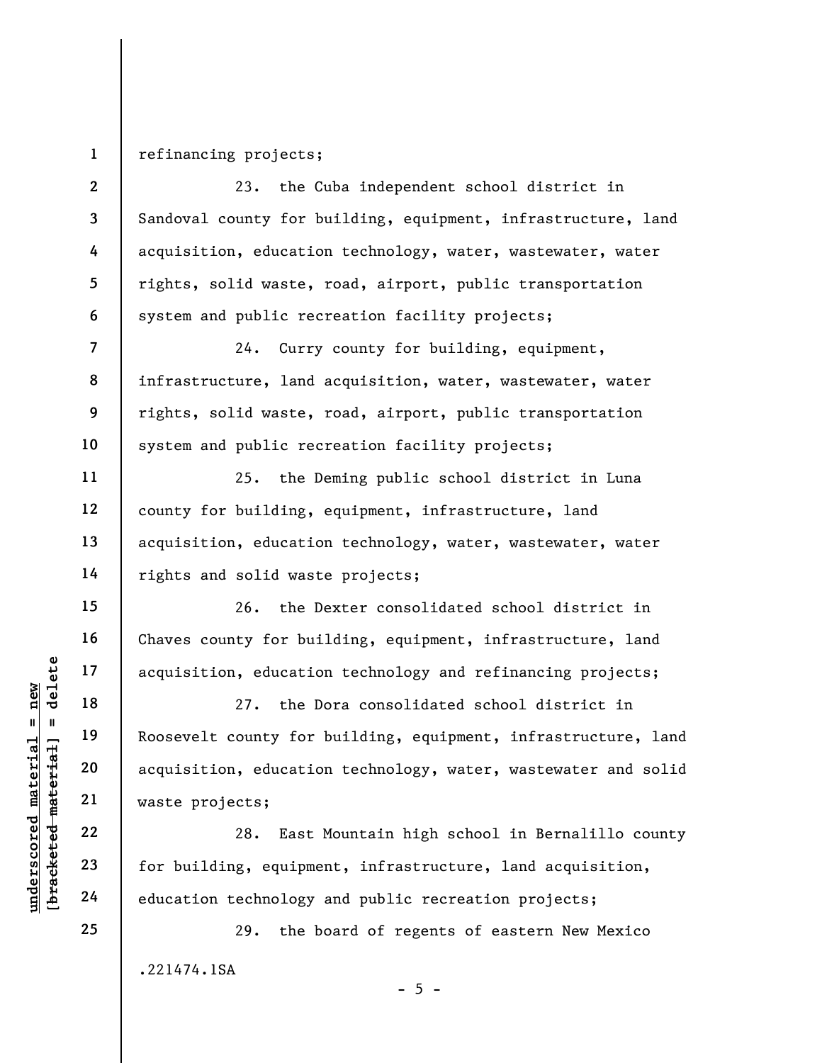refinancing projects;

23. the Cuba independent school district in Sandoval county for building, equipment, infrastructure, land acquisition, education technology, water, wastewater, water rights, solid waste, road, airport, public transportation system and public recreation facility projects;

24. Curry county for building, equipment, infrastructure, land acquisition, water, wastewater, water rights, solid waste, road, airport, public transportation system and public recreation facility projects;

25. the Deming public school district in Luna county for building, equipment, infrastructure, land acquisition, education technology, water, wastewater, water rights and solid waste projects;

26. the Dexter consolidated school district in Chaves county for building, equipment, infrastructure, land acquisition, education technology and refinancing projects;

27. the Dora consolidated school district in Roosevelt county for building, equipment, infrastructure, land acquisition, education technology, water, wastewater and solid waste projects;

28. East Mountain high school in Bernalillo county for building, equipment, infrastructure, land acquisition, education technology and public recreation projects;

29. the board of regents of eastern New Mexico

.221474.1SA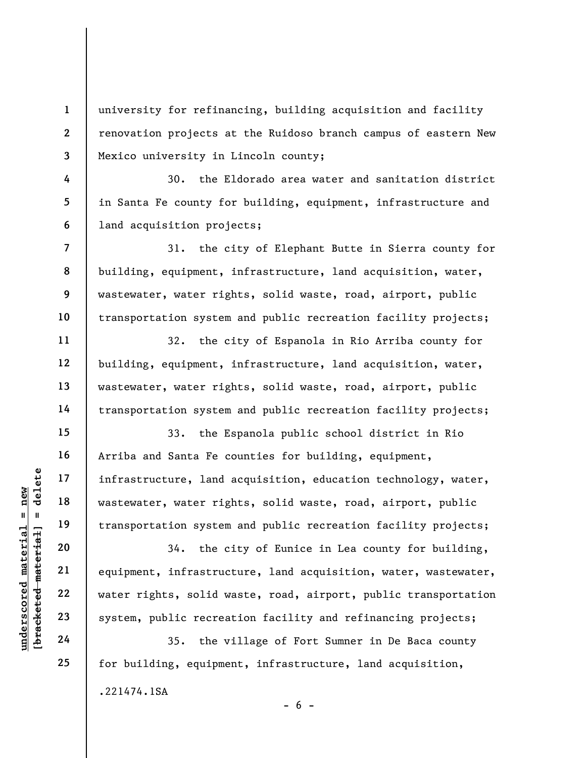university for refinancing, building acquisition and facility renovation projects at the Ruidoso branch campus of eastern New Mexico university in Lincoln county;

30. the Eldorado area water and sanitation district in Santa Fe county for building, equipment, infrastructure and land acquisition projects;

31. the city of Elephant Butte in Sierra county for building, equipment, infrastructure, land acquisition, water, wastewater, water rights, solid waste, road, airport, public transportation system and public recreation facility projects;

32. the city of Espanola in Rio Arriba county for building, equipment, infrastructure, land acquisition, water, wastewater, water rights, solid waste, road, airport, public transportation system and public recreation facility projects;

33. the Espanola public school district in Rio Arriba and Santa Fe counties for building, equipment, infrastructure, land acquisition, education technology, water, wastewater, water rights, solid waste, road, airport, public transportation system and public recreation facility projects;

34. the city of Eunice in Lea county for building, equipment, infrastructure, land acquisition, water, wastewater, water rights, solid waste, road, airport, public transportation system, public recreation facility and refinancing projects;

35. the village of Fort Sumner in De Baca county for building, equipment, infrastructure, land acquisition,

.221474.1SA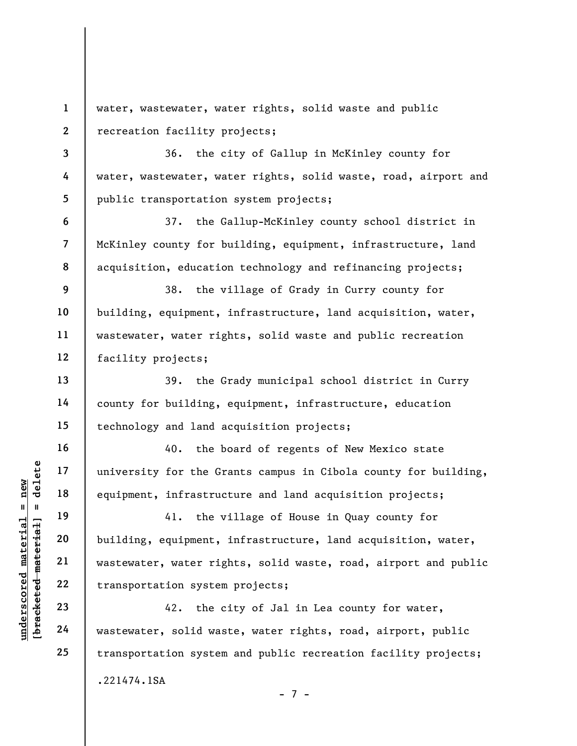water, wastewater, water rights, solid waste and public recreation facility projects;

36. the city of Gallup in McKinley county for water, wastewater, water rights, solid waste, road, airport and public transportation system projects;

37. the Gallup-McKinley county school district in McKinley county for building, equipment, infrastructure, land acquisition, education technology and refinancing projects;

38. the village of Grady in Curry county for building, equipment, infrastructure, land acquisition, water, wastewater, water rights, solid waste and public recreation facility projects;

39. the Grady municipal school district in Curry county for building, equipment, infrastructure, education technology and land acquisition projects;

40. the board of regents of New Mexico state university for the Grants campus in Cibola county for building, equipment, infrastructure and land acquisition projects;

41. the village of House in Quay county for building, equipment, infrastructure, land acquisition, water, wastewater, water rights, solid waste, road, airport and public transportation system projects;

42. the city of Jal in Lea county for water, wastewater, solid waste, water rights, road, airport, public transportation system and public recreation facility projects;

.221474.1SA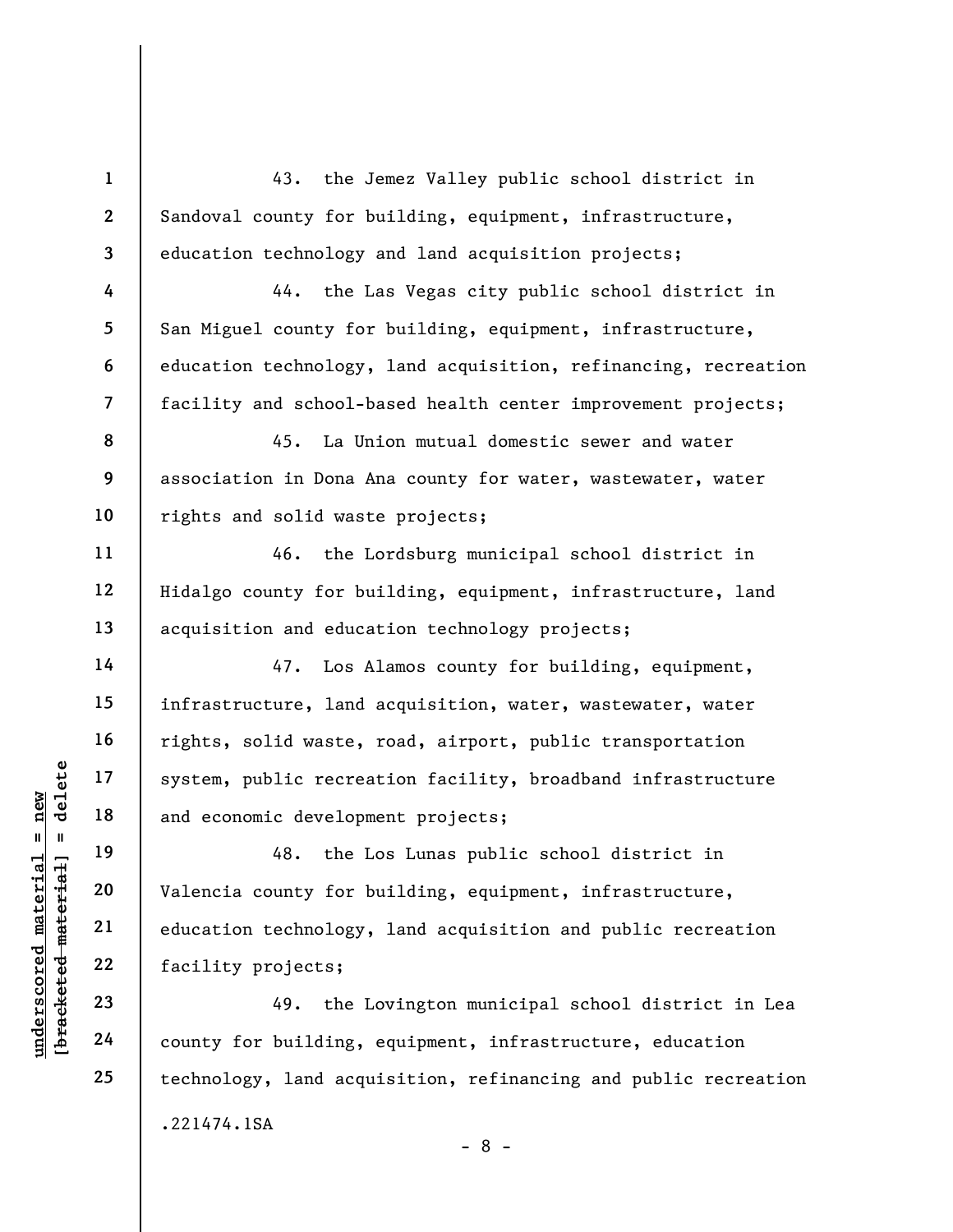43. the Jemez Valley public school district in Sandoval county for building, equipment, infrastructure, education technology and land acquisition projects;

44. the Las Vegas city public school district in San Miguel county for building, equipment, infrastructure, education technology, land acquisition, refinancing, recreation facility and school-based health center improvement projects;

45. La Union mutual domestic sewer and water association in Dona Ana county for water, wastewater, water rights and solid waste projects;

46. the Lordsburg municipal school district in Hidalgo county for building, equipment, infrastructure, land acquisition and education technology projects;

47. Los Alamos county for building, equipment, infrastructure, land acquisition, water, wastewater, water rights, solid waste, road, airport, public transportation system, public recreation facility, broadband infrastructure and economic development projects;

48. the Los Lunas public school district in Valencia county for building, equipment, infrastructure, education technology, land acquisition and public recreation facility projects;

49. the Lovington municipal school district in Lea county for building, equipment, infrastructure, education technology, land acquisition, refinancing and public recreation

.221474.1SA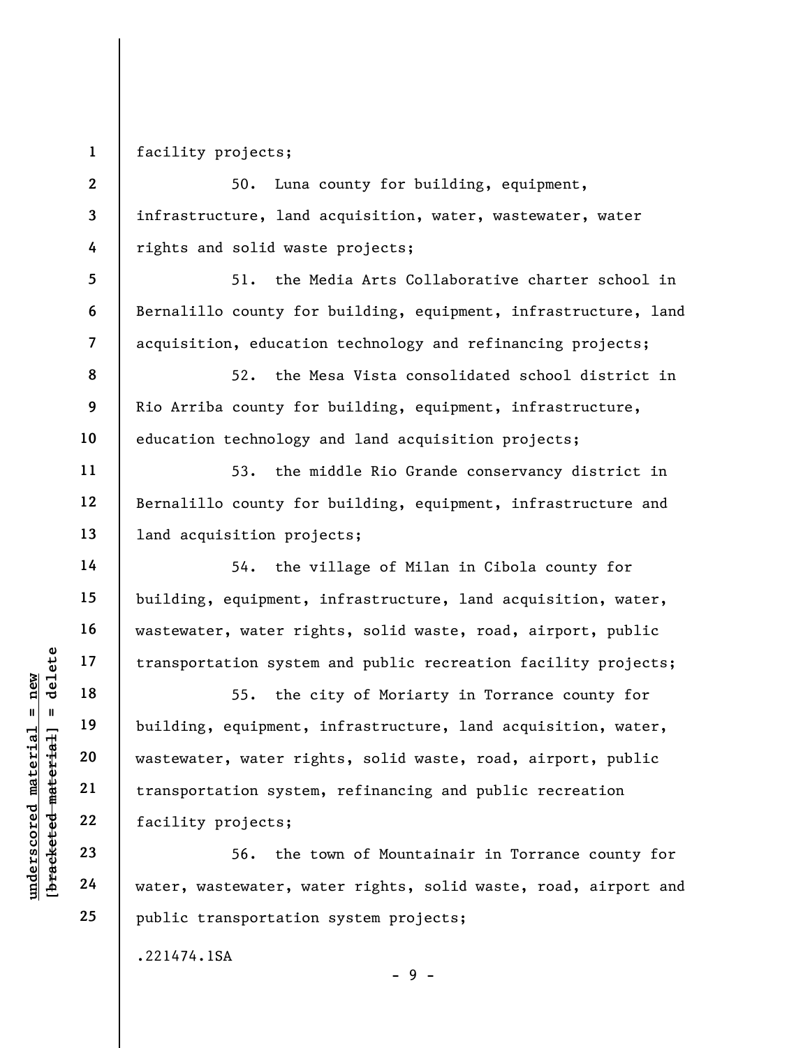facility projects;

50. Luna county for building, equipment, infrastructure, land acquisition, water, wastewater, water rights and solid waste projects;

51. the Media Arts Collaborative charter school in Bernalillo county for building, equipment, infrastructure, land acquisition, education technology and refinancing projects;

52. the Mesa Vista consolidated school district in Rio Arriba county for building, equipment, infrastructure, education technology and land acquisition projects;

53. the middle Rio Grande conservancy district in Bernalillo county for building, equipment, infrastructure and land acquisition projects;

54. the village of Milan in Cibola county for building, equipment, infrastructure, land acquisition, water, wastewater, water rights, solid waste, road, airport, public transportation system and public recreation facility projects;

55. the city of Moriarty in Torrance county for building, equipment, infrastructure, land acquisition, water, wastewater, water rights, solid waste, road, airport, public transportation system, refinancing and public recreation facility projects;

56. the town of Mountainair in Torrance county for water, wastewater, water rights, solid waste, road, airport and public transportation system projects;

.221474.1SA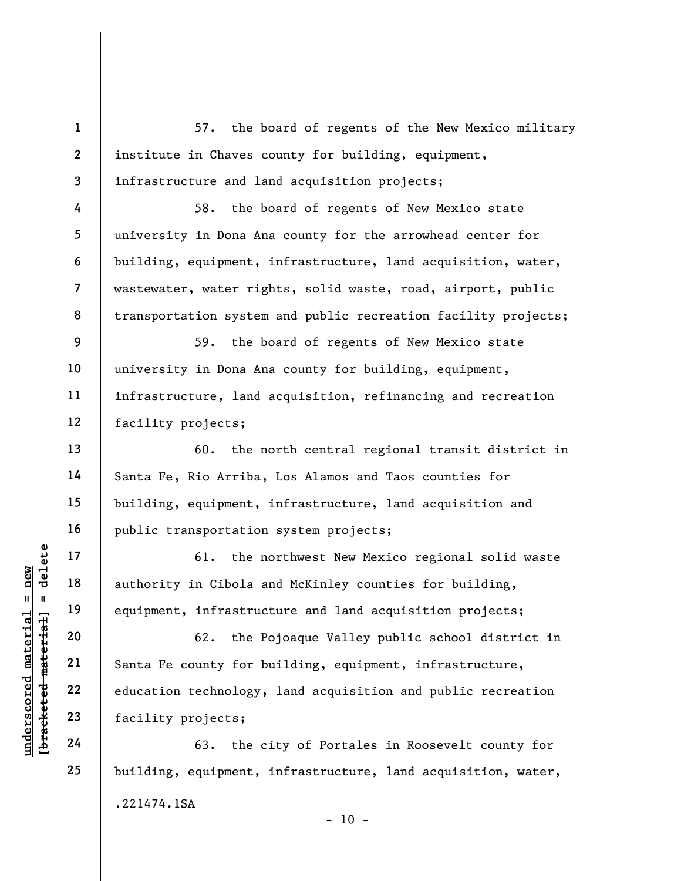57. the board of regents of the New Mexico military institute in Chaves county for building, equipment, infrastructure and land acquisition projects;

58. the board of regents of New Mexico state university in Dona Ana county for the arrowhead center for building, equipment, infrastructure, land acquisition, water, wastewater, water rights, solid waste, road, airport, public transportation system and public recreation facility projects;

59. the board of regents of New Mexico state university in Dona Ana county for building, equipment, infrastructure, land acquisition, refinancing and recreation facility projects;

60. the north central regional transit district in Santa Fe, Rio Arriba, Los Alamos and Taos counties for building, equipment, infrastructure, land acquisition and public transportation system projects;

61. the northwest New Mexico regional solid waste authority in Cibola and McKinley counties for building, equipment, infrastructure and land acquisition projects;

62. the Pojoaque Valley public school district in Santa Fe county for building, equipment, infrastructure, education technology, land acquisition and public recreation facility projects;

63. the city of Portales in Roosevelt county for building, equipment, infrastructure, land acquisition, water,

.221474.1SA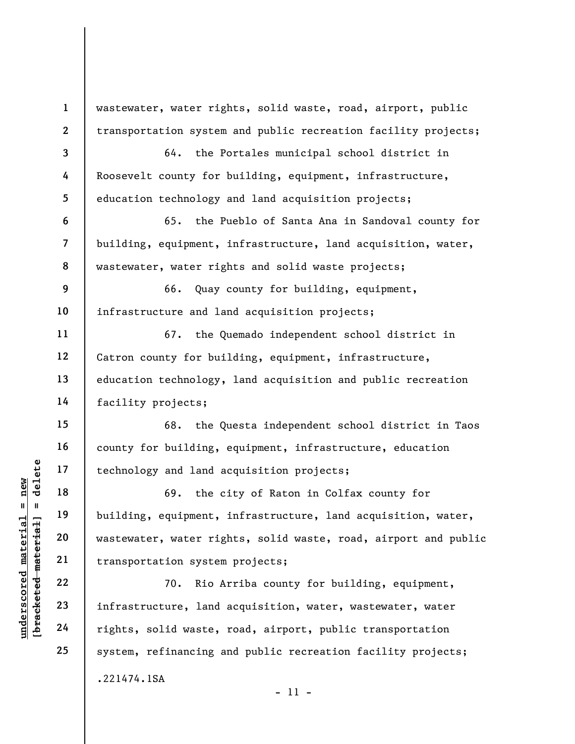wastewater, water rights, solid waste, road, airport, public transportation system and public recreation facility projects;

64. the Portales municipal school district in Roosevelt county for building, equipment, infrastructure, education technology and land acquisition projects;

65. the Pueblo of Santa Ana in Sandoval county for building, equipment, infrastructure, land acquisition, water, wastewater, water rights and solid waste projects;

66. Quay county for building, equipment, infrastructure and land acquisition projects;

67. the Quemado independent school district in Catron county for building, equipment, infrastructure, education technology, land acquisition and public recreation facility projects;

68. the Questa independent school district in Taos county for building, equipment, infrastructure, education technology and land acquisition projects;

69. the city of Raton in Colfax county for building, equipment, infrastructure, land acquisition, water, wastewater, water rights, solid waste, road, airport and public transportation system projects;

70. Rio Arriba county for building, equipment, infrastructure, land acquisition, water, wastewater, water rights, solid waste, road, airport, public transportation system, refinancing and public recreation facility projects;

.221474.1SA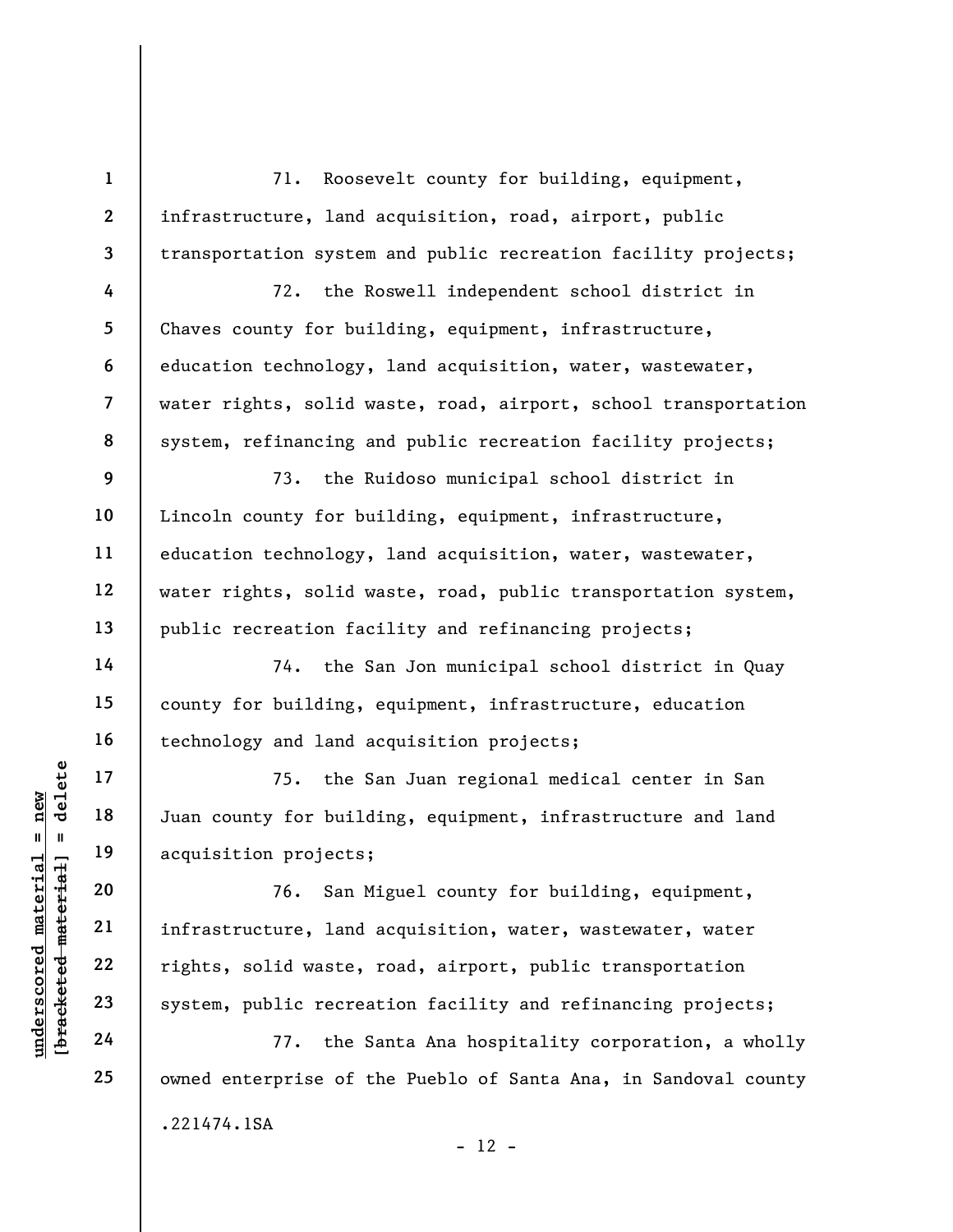71. Roosevelt county for building, equipment, infrastructure, land acquisition, road, airport, public transportation system and public recreation facility projects;

72. the Roswell independent school district in Chaves county for building, equipment, infrastructure, education technology, land acquisition, water, wastewater, water rights, solid waste, road, airport, school transportation system, refinancing and public recreation facility projects;

73. the Ruidoso municipal school district in Lincoln county for building, equipment, infrastructure, education technology, land acquisition, water, wastewater, water rights, solid waste, road, public transportation system, public recreation facility and refinancing projects;

74. the San Jon municipal school district in Quay county for building, equipment, infrastructure, education technology and land acquisition projects;

75. the San Juan regional medical center in San Juan county for building, equipment, infrastructure and land acquisition projects;

76. San Miguel county for building, equipment, infrastructure, land acquisition, water, wastewater, water rights, solid waste, road, airport, public transportation system, public recreation facility and refinancing projects;

77. the Santa Ana hospitality corporation, a wholly owned enterprise of the Pueblo of Santa Ana, in Sandoval county

.221474.1SA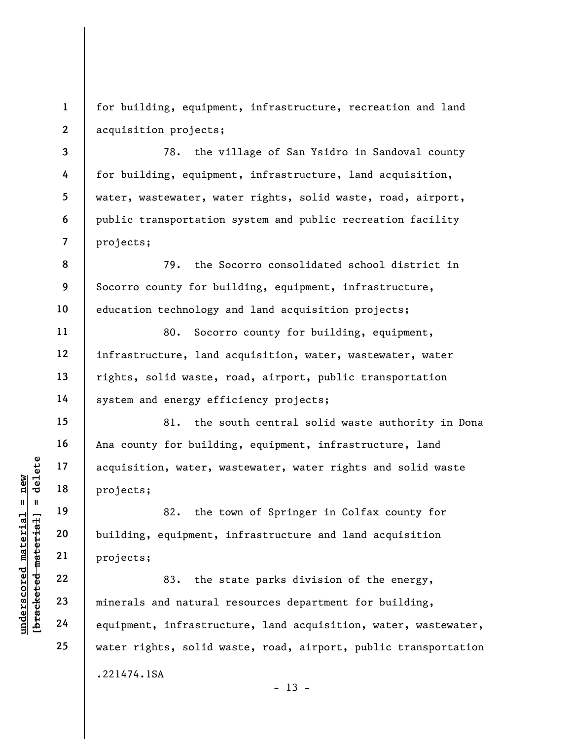for building, equipment, infrastructure, recreation and land acquisition projects;

78. the village of San Ysidro in Sandoval county for building, equipment, infrastructure, land acquisition, water, wastewater, water rights, solid waste, road, airport, public transportation system and public recreation facility projects;

79. the Socorro consolidated school district in Socorro county for building, equipment, infrastructure, education technology and land acquisition projects;

80. Socorro county for building, equipment, infrastructure, land acquisition, water, wastewater, water rights, solid waste, road, airport, public transportation system and energy efficiency projects;

81. the south central solid waste authority in Dona Ana county for building, equipment, infrastructure, land acquisition, water, wastewater, water rights and solid waste projects;

82. the town of Springer in Colfax county for building, equipment, infrastructure and land acquisition projects;

83. the state parks division of the energy, minerals and natural resources department for building, equipment, infrastructure, land acquisition, water, wastewater, water rights, solid waste, road, airport, public transportation

.221474.1SA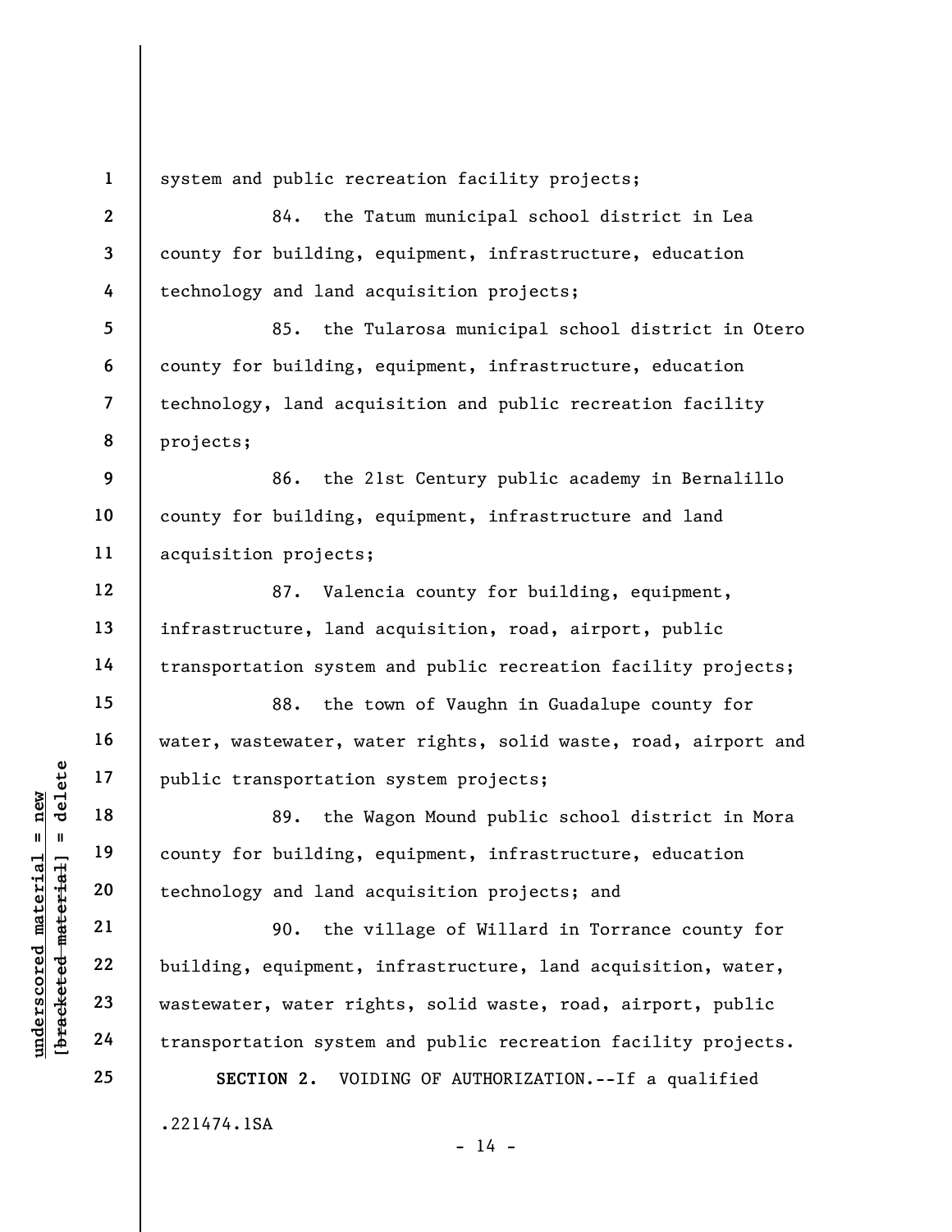system and public recreation facility projects;

84. the Tatum municipal school district in Lea county for building, equipment, infrastructure, education technology and land acquisition projects;

85. the Tularosa municipal school district in Otero county for building, equipment, infrastructure, education technology, land acquisition and public recreation facility projects;

86. the 21st Century public academy in Bernalillo county for building, equipment, infrastructure and land acquisition projects;

87. Valencia county for building, equipment, infrastructure, land acquisition, road, airport, public transportation system and public recreation facility projects;

88. the town of Vaughn in Guadalupe county for water, wastewater, water rights, solid waste, road, airport and public transportation system projects;

89. the Wagon Mound public school district in Mora county for building, equipment, infrastructure, education technology and land acquisition projects; and

90. the village of Willard in Torrance county for building, equipment, infrastructure, land acquisition, water, wastewater, water rights, solid waste, road, airport, public transportation system and public recreation facility projects.

**SECTION 2.** VOIDING OF AUTHORIZATION.--If a qualified

.221474.1SA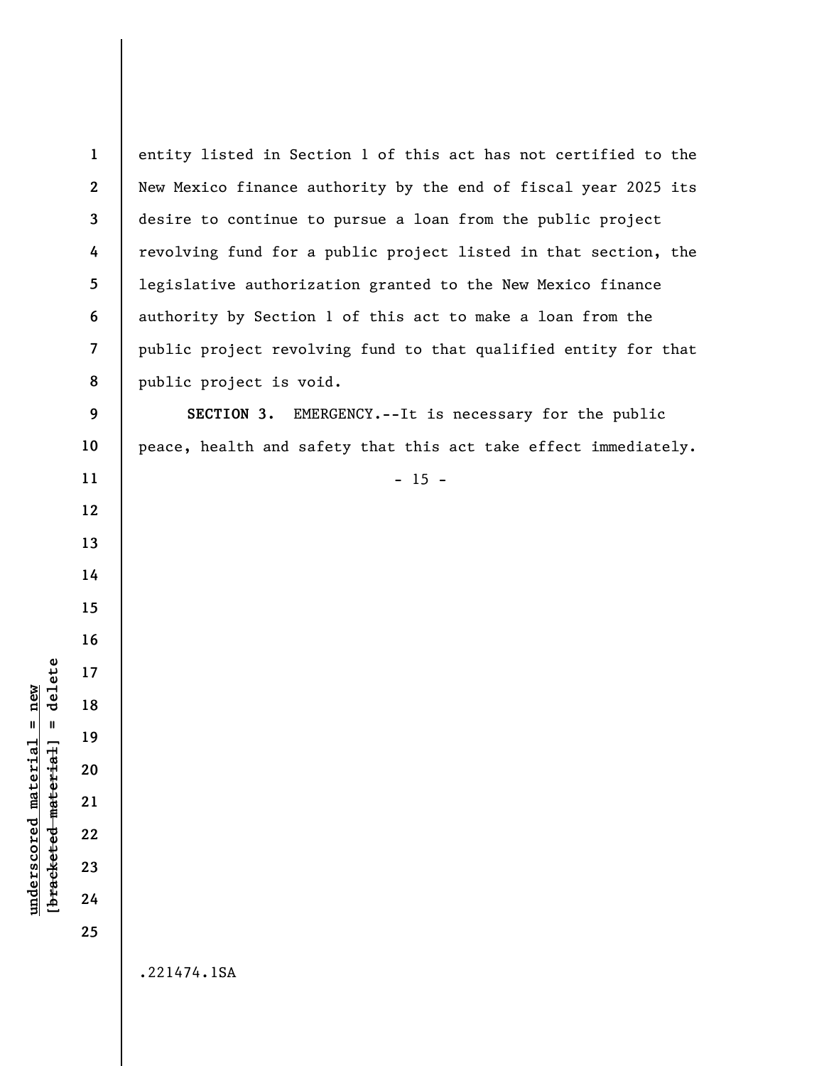entity listed in Section 1 of this act has not certified to the New Mexico finance authority by the end of fiscal year 2025 its desire to continue to pursue a loan from the public project revolving fund for a public project listed in that section, the legislative authorization granted to the New Mexico finance authority by Section 1 of this act to make a loan from the public project revolving fund to that qualified entity for that public project is void.

**SECTION 3.** EMERGENCY.--It is necessary for the public peace, health and safety that this act take effect immediately.

.221474.1SA